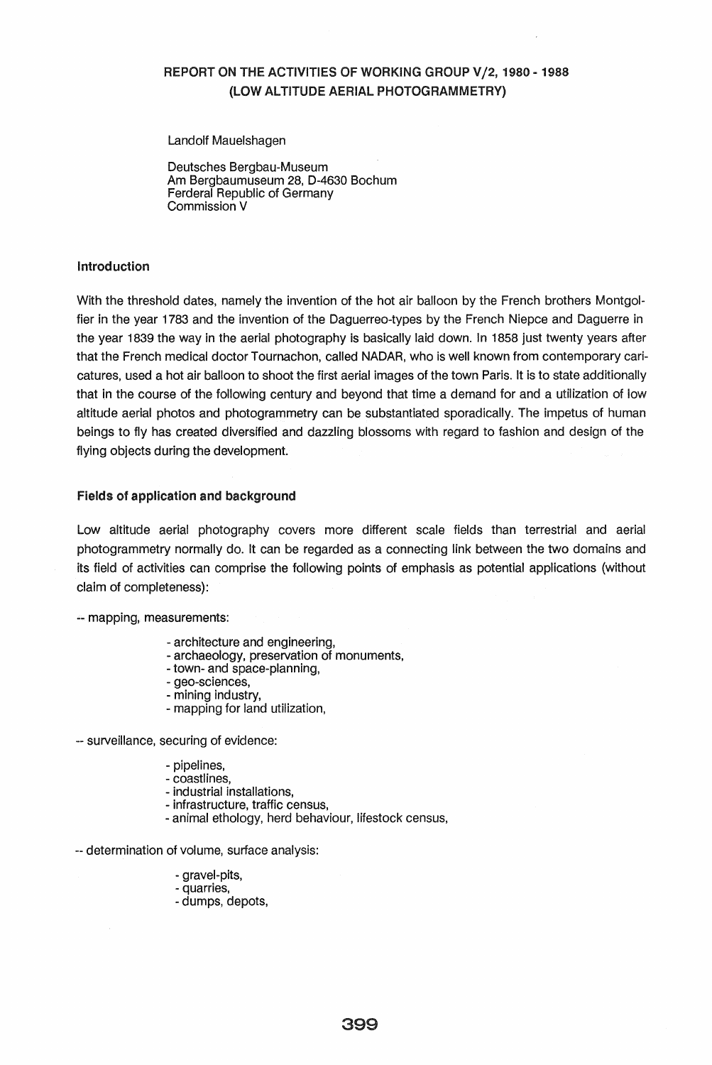# REPORT ON THE ACTIVITIES OF WORKING GROUP V/2, 1980 - 1988
# (LOW ALTITUDE AERIAL PHOTOGRAMMETRY)

Landolf Mauelshagen

Deutsches Bergbau-Museum
Am Bergbaumuseum 28, D-4630 Bochum
Ferderal Republic of Germany
Commission V

## Introduction

With the threshold dates, namely the invention of the hot air balloon by the French brothers Montgolfier in the year 1783 and the invention of the Daguerreo-types by the French Niepce and Daguerre in the year 1839 the way in the aerial photography is basically laid down. In 1858 just twenty years after that the French medical doctor Tournachon, called NADAR, who is well known from contemporary caricatures, used a hot air balloon to shoot the first aerial images of the town Paris. It is to state additionally that in the course of the following century and beyond that time a demand for and a utilization of low altitude aerial photos and photogrammetry can be substantiated sporadically. The impetus of human beings to fly has created diversified and dazzling blossoms with regard to fashion and design of the flying objects during the development.

## Fields of application and background

Low altitude aerial photography covers more different scale fields than terrestrial and aerial photogrammetry normally do. It can be regarded as a connecting link between the two domains and its field of activities can comprise the following points of emphasis as potential applications (without claim of completeness):

-- mapping, measurements:

- architecture and engineering,
- archaeology, preservation of monuments,
- town- and space-planning,
- geo-sciences,
- mining industry,
- mapping for land utilization,

-- surveillance, securing of evidence:

- pipelines,
- coastlines,
- industrial installations,
- infrastructure, traffic census,
- animal ethology, herd behaviour, lifestock census,

-- determination of volume, surface analysis:

- gravel-pits,
- quarries,
- dumps, depots,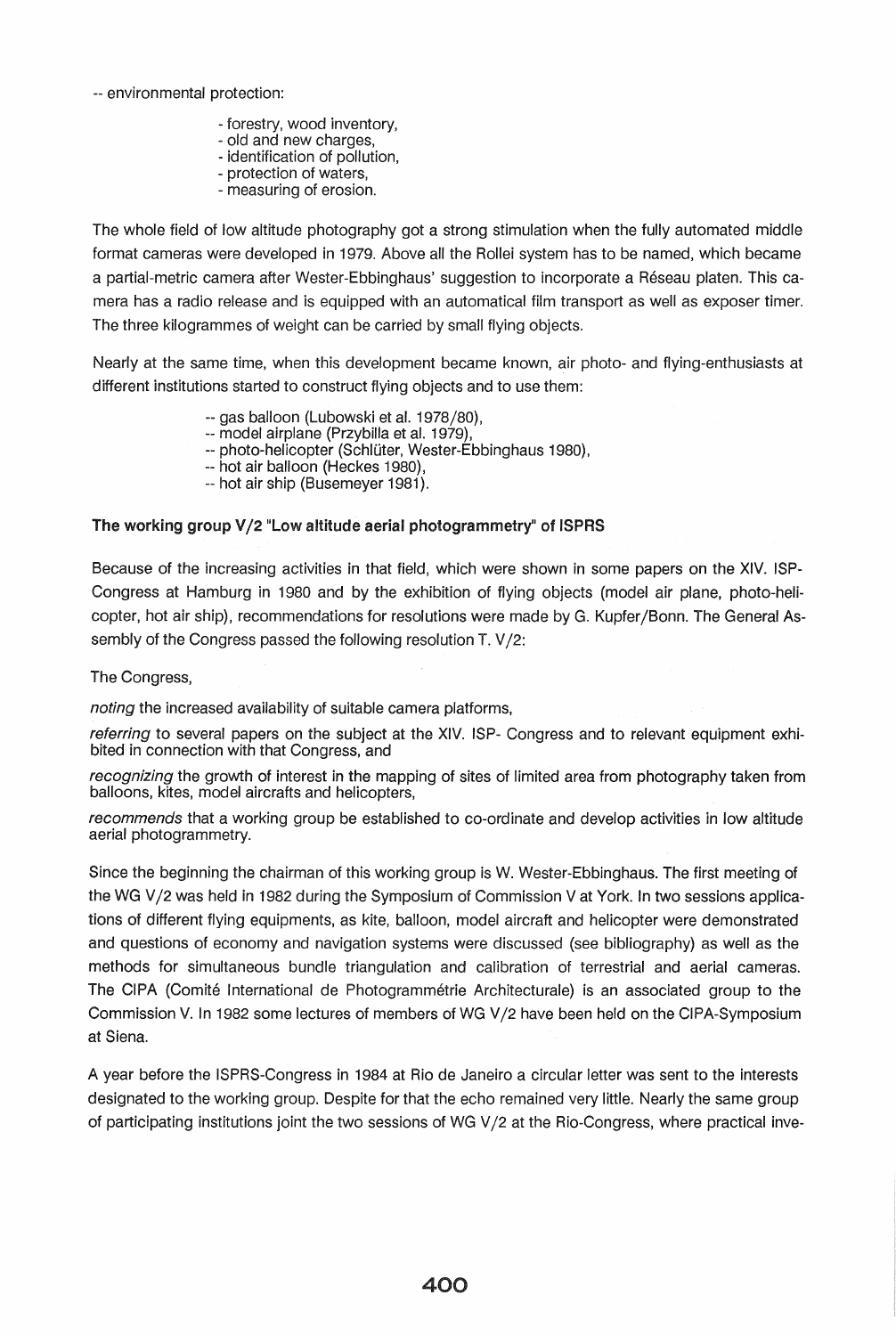-- environmental protection:

- forestry, wood inventory,
- old and new charges,
- identification of pollution,
- protection of waters,
- measuring of erosion.

The whole field of low altitude photography got a strong stimulation when the fully automated middle format cameras were developed in 1979. Above all the Rollei system has to be named, which became a partial-metric camera after Wester-Ebbinghaus' suggestion to incorporate a Réseau platen. This camera has a radio release and is equipped with an automatical film transport as well as exposer timer. The three kilogrammes of weight can be carried by small flying objects.

Nearly at the same time, when this development became known, air photo- and flying-enthusiasts at different institutions started to construct flying objects and to use them:

- -- gas balloon (Lubowski et al. 1978/80),
- -- model airplane (Przybilla et al. 1979),
- -- photo-helicopter (Schlüter, Wester-Ebbinghaus 1980),
- -- hot air balloon (Heckes 1980),
- -- hot air ship (Busemeyer 1981).

**The working group V/2 "Low altitude aerial photogrammetry" of ISPRS**

Because of the increasing activities in that field, which were shown in some papers on the XIV. ISP-Congress at Hamburg in 1980 and by the exhibition of flying objects (model air plane, photo-helicopter, hot air ship), recommendations for resolutions were made by G. Kupfer/Bonn. The General Assembly of the Congress passed the following resolution T. V/2:

The Congress,

*noting* the increased availability of suitable camera platforms,

*referring* to several papers on the subject at the XIV. ISP- Congress and to relevant equipment exhibited in connection with that Congress, and

*recognizing* the growth of interest in the mapping of sites of limited area from photography taken from balloons, kites, model aircrafts and helicopters,

*recommends* that a working group be established to co-ordinate and develop activities in low altitude aerial photogrammetry.

Since the beginning the chairman of this working group is W. Wester-Ebbinghaus. The first meeting of the WG V/2 was held in 1982 during the Symposium of Commission V at York. In two sessions applications of different flying equipments, as kite, balloon, model aircraft and helicopter were demonstrated and questions of economy and navigation systems were discussed (see bibliography) as well as the methods for simultaneous bundle triangulation and calibration of terrestrial and aerial cameras. The CIPA (Comité International de Photogrammétrie Architecturale) is an associated group to the Commission V. In 1982 some lectures of members of WG V/2 have been held on the CIPA-Symposium at Siena.

A year before the ISPRS-Congress in 1984 at Rio de Janeiro a circular letter was sent to the interests designated to the working group. Despite for that the echo remained very little. Nearly the same group of participating institutions joint the two sessions of WG V/2 at the Rio-Congress, where practical inve-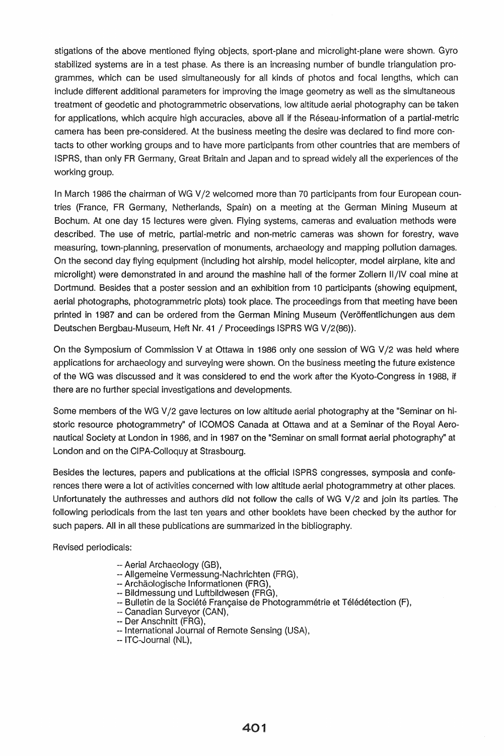stigations of the above mentioned flying objects, sport-plane and microlight-plane were shown. Gyro stabilized systems are in a test phase. As there is an increasing number of bundle triangulation programmes, which can be used simultaneously for all kinds of photos and focal lengths, which can include different additional parameters for improving the image geometry as well as the simultaneous treatment of geodetic and photogrammetric observations, low altitude aerial photography can be taken for applications, which acquire high accuracies, above all if the Réseau-information of a partial-metric camera has been pre-considered. At the business meeting the desire was declared to find more contacts to other working groups and to have more participants from other countries that are members of ISPRS, than only FR Germany, Great Britain and Japan and to spread widely all the experiences of the working group.

In March 1986 the chairman of WG V/2 welcomed more than 70 participants from four European countries (France, FR Germany, Netherlands, Spain) on a meeting at the German Mining Museum at Bochum. At one day 15 lectures were given. Flying systems, cameras and evaluation methods were described. The use of metric, partial-metric and non-metric cameras was shown for forestry, wave measuring, town-planning, preservation of monuments, archaeology and mapping pollution damages. On the second day flying equipment (including hot airship, model helicopter, model airplane, kite and microlight) were demonstrated in and around the mashine hall of the former Zollern II/IV coal mine at Dortmund. Besides that a poster session and an exhibition from 10 participants (showing equipment, aerial photographs, photogrammetric plots) took place. The proceedings from that meeting have been printed in 1987 and can be ordered from the German Mining Museum (Veröffentlichungen aus dem Deutschen Bergbau-Museum, Heft Nr. 41 / Proceedings ISPRS WG V/2(86)).

On the Symposium of Commission V at Ottawa in 1986 only one session of WG V/2 was held where applications for archaeology and surveying were shown. On the business meeting the future existence of the WG was discussed and it was considered to end the work after the Kyoto-Congress in 1988, if there are no further special investigations and developments.

Some members of the WG V/2 gave lectures on low altitude aerial photography at the "Seminar on historic resource photogrammetry" of ICOMOS Canada at Ottawa and at a Seminar of the Royal Aeronautical Society at London in 1986, and in 1987 on the "Seminar on small format aerial photography" at London and on the CIPA-Colloquy at Strasbourg.

Besides the lectures, papers and publications at the official ISPRS congresses, symposia and conferences there were a lot of activities concerned with low altitude aerial photogrammetry at other places. Unfortunately the authresses and authors did not follow the calls of WG V/2 and join its parties. The following periodicals from the last ten years and other booklets have been checked by the author for such papers. All in all these publications are summarized in the bibliography.

Revised periodicals:

- -- Aerial Archaeology (GB),
- -- Allgemeine Vermessung-Nachrichten (FRG),
- -- Archäologische Informationen (FRG),
- -- Bildmessung und Luftbildwesen (FRG),
- -- Bulletin de la Société Française de Photogrammétrie et Télédétection (F),
- -- Canadian Surveyor (CAN),
- -- Der Anschnitt (FRG),
- -- International Journal of Remote Sensing (USA),
- -- ITC-Journal (NL),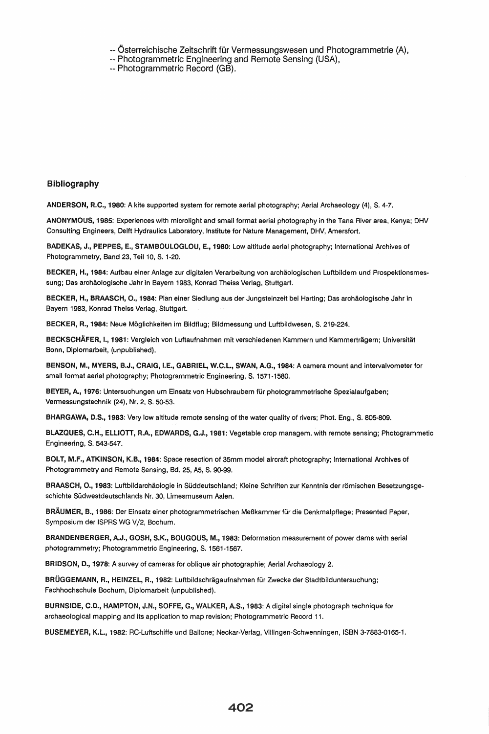-- Österreichische Zeitschrift für Vermessungswesen und Photogrammetrie (A),
-- Photogrammetric Engineering and Remote Sensing (USA),
-- Photogrammetric Record (GB).

## Bibliography

**ANDERSON, R.C., 1980**: A kite supported system for remote aerial photography; Aerial Archaeology (4), S. 4-7.

**ANONYMOUS, 1985**: Experiences with microlight and small format aerial photography in the Tana River area, Kenya; DHV Consulting Engineers, Delft Hydraulics Laboratory, Institute for Nature Management, DHV, Amersfort.

**BADEKAS, J., PEPPES, E., STAMBOULOGLOU, E., 1980**: Low altitude aerial photography; International Archives of Photogrammetry, Band 23, Teil 10, S. 1-20.

**BECKER, H., 1984**: Aufbau einer Anlage zur digitalen Verarbeitung von archäologischen Luftbildern und Prospektionsmessung; Das archäologische Jahr in Bayern 1983, Konrad Theiss Verlag, Stuttgart.

**BECKER, H., BRAASCH, O., 1984**: Plan einer Siedlung aus der Jungsteinzeit bei Harting; Das archäologische Jahr in Bayern 1983, Konrad Theiss Verlag, Stuttgart.

**BECKER, R., 1984**: Neue Möglichkeiten im Bildflug; Bildmessung und Luftbildwesen, S. 219-224.

**BECKSCHÄFER, I., 1981**: Vergleich von Luftaufnahmen mit verschiedenen Kammern und Kammerträgern; Universität Bonn, Diplomarbeit, (unpublished).

**BENSON, M., MYERS, B.J., CRAIG, I.E., GABRIEL, W.C.L., SWAN, A.G., 1984**: A camera mount and intervalvometer for small format aerial photography; Photogrammetric Engineering, S. 1571-1580.

**BEYER, A., 1976**: Untersuchungen um Einsatz von Hubschraubern für photogrammetrische Spezialaufgaben; Vermessungstechnik (24), Nr. 2, S. 50-53.

**BHARGAWA, D.S., 1983**: Very low altitude remote sensing of the water quality of rivers; Phot. Eng., S. 805-809.

**BLAZQUES, C.H., ELLIOTT, R.A., EDWARDS, G.J., 1981**: Vegetable crop managem. with remote sensing; Photogrammetic Engineering, S. 543-547.

**BOLT, M.F., ATKINSON, K.B., 1984**: Space resection of 35mm model aircraft photography; International Archives of Photogrammetry and Remote Sensing, Bd. 25, A5, S. 90-99.

**BRAASCH, O., 1983**: Luftbildarchäologie in Süddeutschland; Kleine Schriften zur Kenntnis der römischen Besetzungsgeschichte Südwestdeutschlands Nr. 30, Limesmuseum Aalen.

**BRÄUMER, B., 1986**: Der Einsatz einer photogrammetrischen Meßkammer für die Denkmalpflege; Presented Paper, Symposium der ISPRS WG V/2, Bochum.

**BRANDENBERGER, A.J., GOSH, S.K., BOUGOUS, M., 1983**: Deformation measurement of power dams with aerial photogrammetry; Photogrammetric Engineering, S. 1561-1567.

**BRIDSON, D., 1978**: A survey of cameras for oblique air photographie; Aerial Archaeology 2.

**BRÜGGEMANN, R., HEINZEL, R., 1982**: Luftbildschrägaufnahmen für Zwecke der Stadtbilduntersuchung; Fachhochschule Bochum, Diplomarbeit (unpublished).

**BURNSIDE, C.D., HAMPTON, J.N., SOFFE, G., WALKER, A.S., 1983**: A digital single photograph technique for archaeological mapping and its application to map revision; Photogrammetric Record 11.

**BUSEMEYER, K.L., 1982**: RC-Luftschiffe und Ballone; Neckar-Verlag, Villingen-Schwenningen, ISBN 3-7883-0165-1.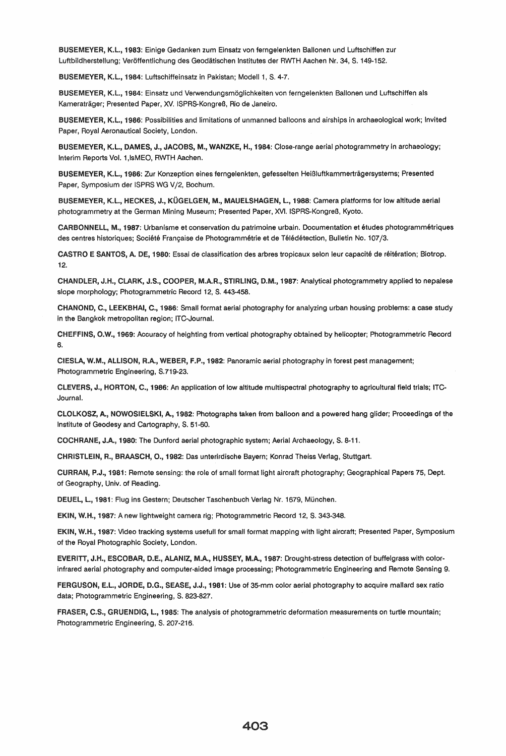**BUSEMEYER, K.L., 1983**: Einige Gedanken zum Einsatz von ferngelenkten Ballonen und Luftschiffen zur Luftbildherstellung; Veröffentlichung des Geodätischen Institutes der RWTH Aachen Nr. 34, S. 149-152.

**BUSEMEYER, K.L., 1984**: Luftschiffeinsatz in Pakistan; Modell 1, S. 4-7.

**BUSEMEYER, K.L., 1984**: Einsatz und Verwendungsmöglichkeiten von ferngelenkten Ballonen und Luftschiffen als Kameraträger; Presented Paper, XV. ISPRS-Kongreß, Rio de Janeiro.

**BUSEMEYER, K.L., 1986**: Possibilities and limitations of unmanned balloons and airships in archaeological work; Invited Paper, Royal Aeronautical Society, London.

**BUSEMEYER, K.L., DAMES, J., JACOBS, M., WANZKE, H., 1984**: Close-range aerial photogrammetry in archaeology; Interim Reports Vol. 1,IsMEO, RWTH Aachen.

**BUSEMEYER, K.L., 1986**: Zur Konzeption eines ferngelenkten, gefesselten Heißluftkammerträgersystems; Presented Paper, Symposium der ISPRS WG V/2, Bochum.

**BUSEMEYER, K.L., HECKES, J., KÜGELGEN, M., MAUELSHAGEN, L., 1988**: Camera platforms for low altitude aerial photogrammetry at the German Mining Museum; Presented Paper, XVI. ISPRS-Kongreß, Kyoto.

**CARBONNELL, M., 1987**: Urbanisme et conservation du patrimoine urbain. Documentation et études photogrammétriques des centres historiques; Société Française de Photogrammétrie et de Télédétection, Bulletin No. 107/3.

**CASTRO E SANTOS, A. DE, 1980**: Essai de classification des arbres tropicaux selon leur capacité de réitération; Biotrop. 12.

**CHANDLER, J.H., CLARK, J.S., COOPER, M.A.R., STIRLING, D.M., 1987**: Analytical photogrammetry applied to nepalese slope morphology; Photogrammetric Record 12, S. 443-458.

**CHANOND, C., LEEKBHAI, C., 1986**: Small format aerial photography for analyzing urban housing problems: a case study in the Bangkok metropolitan region; ITC-Journal.

**CHEFFINS, O.W., 1969**: Accuracy of heighting from vertical photography obtained by helicopter; Photogrammetric Record 6.

**CIESLA, W.M., ALLISON, R.A., WEBER, F.P., 1982**: Panoramic aerial photography in forest pest management; Photogrammetric Engineering, S.719-23.

**CLEVERS, J., HORTON, C., 1986**: An application of low altitude multispectral photography to agricultural field trials; ITC-Journal.

**CLOLKOSZ, A., NOWOSIELSKI, A., 1982**: Photographs taken from balloon and a powered hang glider; Proceedings of the Institute of Geodesy and Cartography, S. 51-60.

**COCHRANE, J.A., 1980**: The Dunford aerial photographic system; Aerial Archaeology, S. 8-11.

**CHRISTLEIN, R., BRAASCH, O., 1982**: Das unterirdische Bayern; Konrad Theiss Verlag, Stuttgart.

**CURRAN, P.J., 1981**: Remote sensing: the role of small format light aircraft photography; Geographical Papers 75, Dept. of Geography, Univ. of Reading.

**DEUEL, L., 1981**: Flug ins Gestern; Deutscher Taschenbuch Verlag Nr. 1679, München.

**EKIN, W.H., 1987**: A new lightweight camera rig; Photogrammetric Record 12, S. 343-348.

**EKIN, W.H., 1987**: Video tracking systems usefull for small format mapping with light aircraft; Presented Paper, Symposium of the Royal Photographic Society, London.

**EVERITT, J.H., ESCOBAR, D.E., ALANIZ, M.A., HUSSEY, M.A., 1987**: Drought-stress detection of buffelgrass with color-infrared aerial photography and computer-aided image processing; Photogrammetric Engineering and Remote Sensing 9.

**FERGUSON, E.L., JORDE, D.G., SEASE, J.J., 1981**: Use of 35-mm color aerial photography to acquire mallard sex ratio data; Photogrammetric Engineering, S. 823-827.

**FRASER, C.S., GRUENDIG, L., 1985**: The analysis of photogrammetric deformation measurements on turtle mountain; Photogrammetric Engineering, S. 207-216.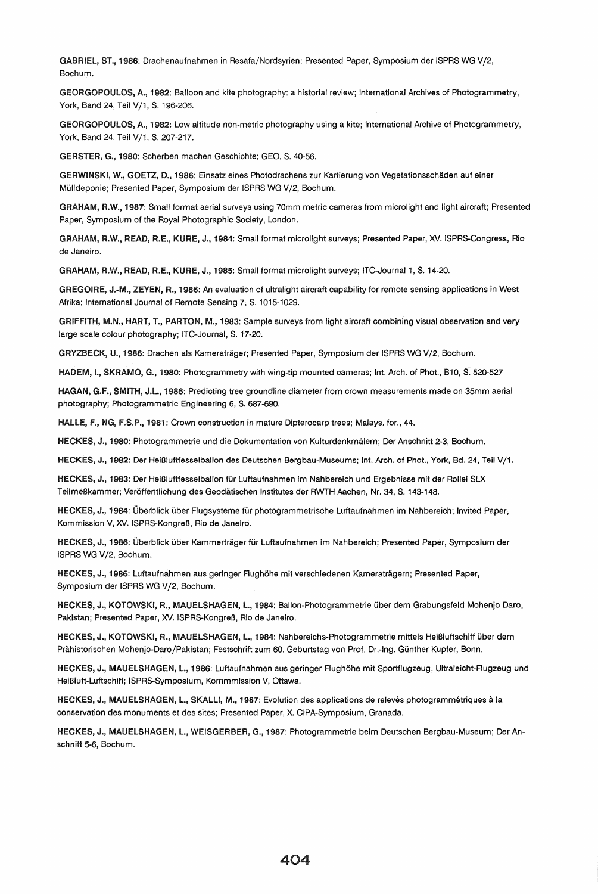**GABRIEL, ST., 1986**: Drachenaufnahmen in Resafa/Nordsyrien; Presented Paper, Symposium der ISPRS WG V/2, Bochum.

**GEORGOPOULOS, A., 1982**: Balloon and kite photography: a historial review; International Archives of Photogrammetry, York, Band 24, Teil V/1, S. 196-206.

**GEORGOPOULOS, A., 1982**: Low altitude non-metric photography using a kite; International Archive of Photogrammetry, York, Band 24, Teil V/1, S. 207-217.

**GERSTER, G., 1980**: Scherben machen Geschichte; GEO, S. 40-56.

**GERWINSKI, W., GOETZ, D., 1986**: Einsatz eines Photodrachens zur Kartierung von Vegetationsschäden auf einer Mülldeponie; Presented Paper, Symposium der ISPRS WG V/2, Bochum.

**GRAHAM, R.W., 1987**: Small format aerial surveys using 70mm metric cameras from microlight and light aircraft; Presented Paper, Symposium of the Royal Photographic Society, London.

**GRAHAM, R.W., READ, R.E., KURE, J., 1984**: Small format microlight surveys; Presented Paper, XV. ISPRS-Congress, Rio de Janeiro.

**GRAHAM, R.W., READ, R.E., KURE, J., 1985**: Small format microlight surveys; ITC-Journal 1, S. 14-20.

**GREGOIRE, J.-M., ZEYEN, R., 1986**: An evaluation of ultralight aircraft capability for remote sensing applications in West Afrika; International Journal of Remote Sensing 7, S. 1015-1029.

**GRIFFITH, M.N., HART, T., PARTON, M., 1983**: Sample surveys from light aircraft combining visual observation and very large scale colour photography; ITC-Journal, S. 17-20.

**GRYZBECK, U., 1986**: Drachen als Kameraträger; Presented Paper, Symposium der ISPRS WG V/2, Bochum.

**HADEM, I., SKRAMO, G., 1980**: Photogrammetry with wing-tip mounted cameras; Int. Arch. of Phot., B10, S. 520-527

**HAGAN, G.F., SMITH, J.L., 1986**: Predicting tree groundline diameter from crown measurements made on 35mm aerial photography; Photogrammetric Engineering 6, S. 687-690.

**HALLE, F., NG, F.S.P., 1981**: Crown construction in mature Dipterocarp trees; Malays. for., 44.

**HECKES, J., 1980**: Photogrammetrie und die Dokumentation von Kulturdenkmälern; Der Anschnitt 2-3, Bochum.

**HECKES, J., 1982**: Der Heißluftfesselballon des Deutschen Bergbau-Museums; Int. Arch. of Phot., York, Bd. 24, Teil V/1.

**HECKES, J., 1983**: Der Heißluftfesselballon für Luftaufnahmen im Nahbereich und Ergebnisse mit der Rollei SLX Teilmeßkammer; Veröffentlichung des Geodätischen Institutes der RWTH Aachen, Nr. 34, S. 143-148.

**HECKES, J., 1984**: Überblick über Flugsysteme für photogrammetrische Luftaufnahmen im Nahbereich; Invited Paper, Kommission V, XV. ISPRS-Kongreß, Rio de Janeiro.

**HECKES, J., 1986**: Überblick über Kammerträger für Luftaufnahmen im Nahbereich; Presented Paper, Symposium der ISPRS WG V/2, Bochum.

**HECKES, J., 1986**: Luftaufnahmen aus geringer Flughöhe mit verschiedenen Kameraträgern; Presented Paper, Symposium der ISPRS WG V/2, Bochum.

**HECKES, J., KOTOWSKI, R., MAUELSHAGEN, L., 1984**: Ballon-Photogrammetrie über dem Grabungsfeld Mohenjo Daro, Pakistan; Presented Paper, XV. ISPRS-Kongreß, Rio de Janeiro.

**HECKES, J., KOTOWSKI, R., MAUELSHAGEN, L., 1984**: Nahbereichs-Photogrammetrie mittels Heißluftschiff über dem Prähistorischen Mohenjo-Daro/Pakistan; Festschrift zum 60. Geburtstag von Prof. Dr.-Ing. Günther Kupfer, Bonn.

**HECKES, J., MAUELSHAGEN, L., 1986**: Luftaufnahmen aus geringer Flughöhe mit Sportflugzeug, Ultraleicht-Flugzeug und Heißluft-Luftschiff; ISPRS-Symposium, Kommmission V, Ottawa.

**HECKES, J., MAUELSHAGEN, L., SKALLI, M., 1987**: Evolution des applications de relevés photogrammétriques à la conservation des monuments et des sites; Presented Paper, X. CIPA-Symposium, Granada.

**HECKES, J., MAUELSHAGEN, L., WEISGERBER, G., 1987**: Photogrammetrie beim Deutschen Bergbau-Museum; Der Anschnitt 5-6, Bochum.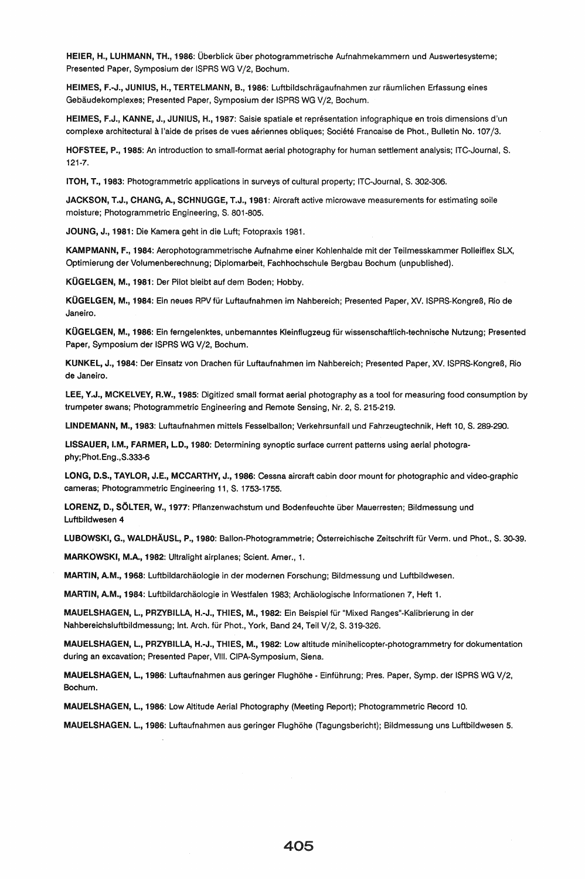**HEIER, H., LUHMANN, TH., 1986**: Überblick über photogrammetrische Aufnahmekammern und Auswertesysteme; Presented Paper, Symposium der ISPRS WG V/2, Bochum.

**HEIMES, F.-J., JUNIUS, H., TERTELMANN, B., 1986**: Luftbildschrägaufnahmen zur räumlichen Erfassung eines Gebäudekomplexes; Presented Paper, Symposium der ISPRS WG V/2, Bochum.

**HEIMES, F.J., KANNE, J., JUNIUS, H., 1987**: Saisie spatiale et représentation infographique en trois dimensions d'un complexe architectural à l'aide de prises de vues aériennes obliques; Société Francaise de Phot., Bulletin No. 107/3.

**HOFSTEE, P., 1985**: An introduction to small-format aerial photography for human settlement analysis; ITC-Journal, S. 121-7.

**ITOH, T., 1983**: Photogrammetric applications in surveys of cultural property; ITC-Journal, S. 302-306.

**JACKSON, T.J., CHANG, A., SCHNUGGE, T.J., 1981**: Aircraft active microwave measurements for estimating soile moisture; Photogrammetric Engineering, S. 801-805.

**JOUNG, J., 1981**: Die Kamera geht in die Luft; Fotopraxis 1981.

**KAMPMANN, F., 1984**: Aerophotogrammetrische Aufnahme einer Kohlenhalde mit der Teilmesskammer Rolleiflex SLX, Optimierung der Volumenberechnung; Diplomarbeit, Fachhochschule Bergbau Bochum (unpublished).

**KÜGELGEN, M., 1981**: Der Pilot bleibt auf dem Boden; Hobby.

**KÜGELGEN, M., 1984**: Ein neues RPV für Luftaufnahmen im Nahbereich; Presented Paper, XV. ISPRS-Kongreß, Rio de Janeiro.

**KÜGELGEN, M., 1986**: Ein ferngelenktes, unbemanntes Kleinflugzeug für wissenschaftlich-technische Nutzung; Presented Paper, Symposium der ISPRS WG V/2, Bochum.

**KUNKEL, J., 1984**: Der Einsatz von Drachen für Luftaufnahmen im Nahbereich; Presented Paper, XV. ISPRS-Kongreß, Rio de Janeiro.

**LEE, Y.J., MCKELVEY, R.W., 1985**: Digitized small format aerial photography as a tool for measuring food consumption by trumpeter swans; Photogrammetric Engineering and Remote Sensing, Nr. 2, S. 215-219.

**LINDEMANN, M., 1983**: Luftaufnahmen mittels Fesselballon; Verkehrsunfall und Fahrzeugtechnik, Heft 10, S. 289-290.

**LISSAUER, I.M., FARMER, L.D., 1980**: Determining synoptic surface current patterns using aerial photography;Phot.Eng.,S.333-6

**LONG, D.S., TAYLOR, J.E., MCCARTHY, J., 1986**: Cessna aircraft cabin door mount for photographic and video-graphic cameras; Photogrammetric Engineering 11, S. 1753-1755.

**LORENZ, D., SÖLTER, W., 1977**: Pflanzenwachstum und Bodenfeuchte über Mauerresten; Bildmessung und Luftbildwesen 4

**LUBOWSKI, G., WALDHÄUSL, P., 1980**: Ballon-Photogrammetrie; Österreichische Zeitschrift für Verm. und Phot., S. 30-39.

**MARKOWSKI, M.A., 1982**: Ultralight airplanes; Scient. Amer., 1.

**MARTIN, A.M., 1968**: Luftbildarchäologie in der modernen Forschung; Bildmessung und Luftbildwesen.

**MARTIN, A.M., 1984**: Luftbildarchäologie in Westfalen 1983; Archäologische Informationen 7, Heft 1.

**MAUELSHAGEN, L., PRZYBILLA, H.-J., THIES, M., 1982**: Ein Beispiel für "Mixed Ranges"-Kalibrierung in der Nahbereichsluftbildmessung; Int. Arch. für Phot., York, Band 24, Teil V/2, S. 319-326.

**MAUELSHAGEN, L., PRZYBILLA, H.-J., THIES, M., 1982**: Low altitude minihelicopter-photogrammetry for dokumentation during an excavation; Presented Paper, VIII. CIPA-Symposium, Siena.

**MAUELSHAGEN, L., 1986**: Luftaufnahmen aus geringer Flughöhe - Einführung; Pres. Paper, Symp. der ISPRS WG V/2, Bochum.

**MAUELSHAGEN, L., 1986**: Low Altitude Aerial Photography (Meeting Report); Photogrammetric Record 10.

**MAUELSHAGEN. L., 1986**: Luftaufnahmen aus geringer Flughöhe (Tagungsbericht); Bildmessung uns Luftbildwesen 5.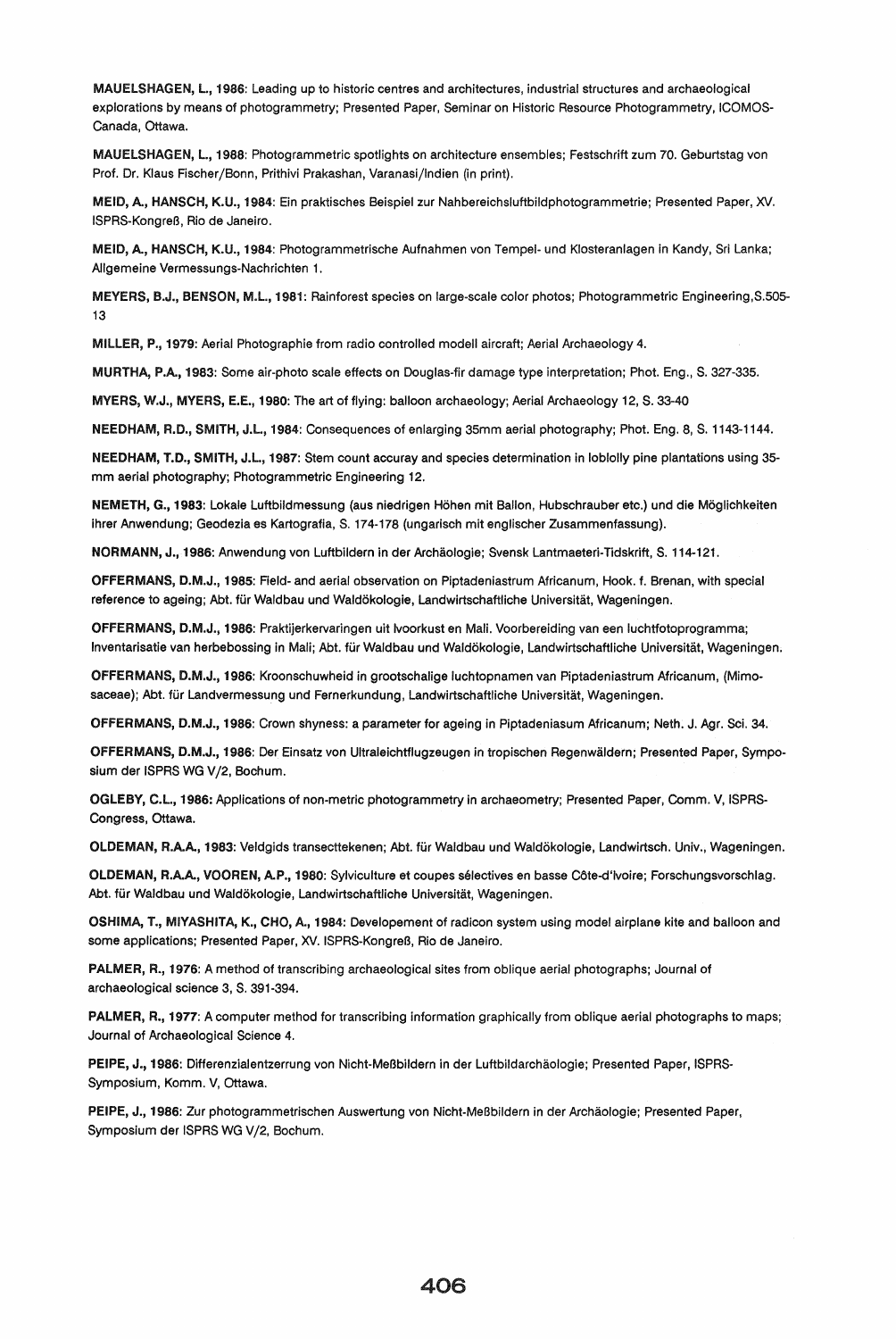**MAUELSHAGEN, L., 1986**: Leading up to historic centres and architectures, industrial structures and archaeological explorations by means of photogrammetry; Presented Paper, Seminar on Historic Resource Photogrammetry, ICOMOS-Canada, Ottawa.

**MAUELSHAGEN, L., 1988**: Photogrammetric spotlights on architecture ensembles; Festschrift zum 70. Geburtstag von Prof. Dr. Klaus Fischer/Bonn, Prithivi Prakashan, Varanasi/Indien (in print).

**MEID, A., HANSCH, K.U., 1984**: Ein praktisches Beispiel zur Nahbereichsluftbildphotogrammetrie; Presented Paper, XV. ISPRS-Kongreß, Rio de Janeiro.

**MEID, A., HANSCH, K.U., 1984**: Photogrammetrische Aufnahmen von Tempel- und Klosteranlagen in Kandy, Sri Lanka; Allgemeine Vermessungs-Nachrichten 1.

**MEYERS, B.J., BENSON, M.L., 1981**: Rainforest species on large-scale color photos; Photogrammetric Engineering,S.505-13

**MILLER, P., 1979**: Aerial Photographie from radio controlled modell aircraft; Aerial Archaeology 4.

**MURTHA, P.A., 1983**: Some air-photo scale effects on Douglas-fir damage type interpretation; Phot. Eng., S. 327-335.

**MYERS, W.J., MYERS, E.E., 1980**: The art of flying: balloon archaeology; Aerial Archaeology 12, S. 33-40

**NEEDHAM, R.D., SMITH, J.L., 1984**: Consequences of enlarging 35mm aerial photography; Phot. Eng. 8, S. 1143-1144.

**NEEDHAM, T.D., SMITH, J.L., 1987**: Stem count accuray and species determination in loblolly pine plantations using 35-mm aerial photography; Photogrammetric Engineering 12.

**NEMETH, G., 1983**: Lokale Luftbildmessung (aus niedrigen Höhen mit Ballon, Hubschrauber etc.) und die Möglichkeiten ihrer Anwendung; Geodezia es Kartografia, S. 174-178 (ungarisch mit englischer Zusammenfassung).

**NORMANN, J., 1986**: Anwendung von Luftbildern in der Archäologie; Svensk Lantmaeteri-Tidskrift, S. 114-121.

**OFFERMANS, D.M.J., 1985**: Field- and aerial observation on Piptadeniastrum Africanum, Hook. f. Brenan, with special reference to ageing; Abt. für Waldbau und Waldökologie, Landwirtschaftliche Universität, Wageningen.

**OFFERMANS, D.M.J., 1986**: Praktijerkervaringen uit Ivoorkust en Mali. Voorbereiding van een luchtfotoprogramma; Inventarisatie van herbebossing in Mali; Abt. für Waldbau und Waldökologie, Landwirtschaftliche Universität, Wageningen.

**OFFERMANS, D.M.J., 1986**: Kroonschuwheid in grootschalige luchtopnamen van Piptadeniastrum Africanum, (Mimosaceae); Abt. für Landvermessung und Fernerkundung, Landwirtschaftliche Universität, Wageningen.

**OFFERMANS, D.M.J., 1986**: Crown shyness: a parameter for ageing in Piptadeniasum Africanum; Neth. J. Agr. Sci. 34.

**OFFERMANS, D.M.J., 1986**: Der Einsatz von Ultraleichtflugzeugen in tropischen Regenwäldern; Presented Paper, Symposium der ISPRS WG V/2, Bochum.

**OGLEBY, C.L., 1986**: Applications of non-metric photogrammetry in archaeometry; Presented Paper, Comm. V, ISPRS-Congress, Ottawa.

**OLDEMAN, R.A.A., 1983**: Veldgids transecttekenen; Abt. für Waldbau und Waldökologie, Landwirtsch. Univ., Wageningen.

**OLDEMAN, R.A.A., VOOREN, A.P., 1980**: Sylviculture et coupes sélectives en basse Côte-d'Ivoire; Forschungsvorschlag. Abt. für Waldbau und Waldökologie, Landwirtschaftliche Universität, Wageningen.

**OSHIMA, T., MIYASHITA, K., CHO, A., 1984**: Developement of radicon system using model airplane kite and balloon and some applications; Presented Paper, XV. ISPRS-Kongreß, Rio de Janeiro.

**PALMER, R., 1976**: A method of transcribing archaeological sites from oblique aerial photographs; Journal of archaeological science 3, S. 391-394.

**PALMER, R., 1977**: A computer method for transcribing information graphically from oblique aerial photographs to maps; Journal of Archaeological Science 4.

**PEIPE, J., 1986**: Differenzialentzerrung von Nicht-Meßbildern in der Luftbildarchäologie; Presented Paper, ISPRS-Symposium, Komm. V, Ottawa.

**PEIPE, J., 1986**: Zur photogrammetrischen Auswertung von Nicht-Meßbildern in der Archäologie; Presented Paper, Symposium der ISPRS WG V/2, Bochum.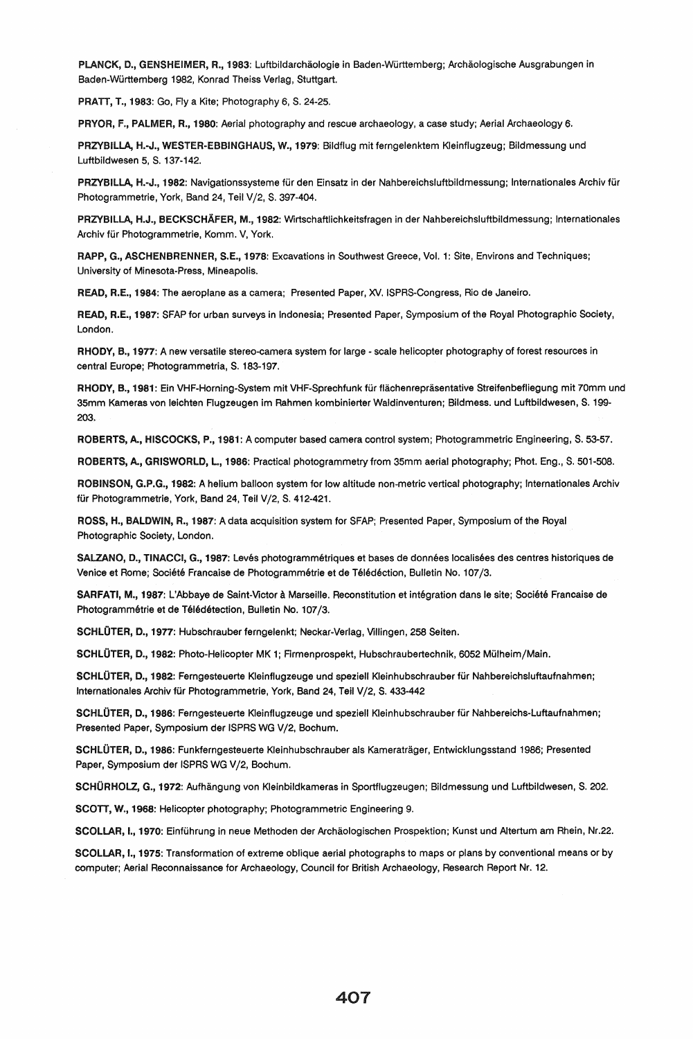**PLANCK, D., GENSHEIMER, R., 1983**: Luftbildarchäologie in Baden-Württemberg; Archäologische Ausgrabungen in Baden-Württemberg 1982, Konrad Theiss Verlag, Stuttgart.

**PRATT, T., 1983**: Go, Fly a Kite; Photography 6, S. 24-25.

**PRYOR, F., PALMER, R., 1980**: Aerial photography and rescue archaeology, a case study; Aerial Archaeology 6.

**PRZYBILLA, H.-J., WESTER-EBBINGHAUS, W., 1979**: Bildflug mit ferngelenktem Kleinflugzeug; Bildmessung und Luftbildwesen 5, S. 137-142.

**PRZYBILLA, H.-J., 1982**: Navigationssysteme für den Einsatz in der Nahbereichsluftbildmessung; Internationales Archiv für Photogrammetrie, York, Band 24, Teil V/2, S. 397-404.

**PRZYBILLA, H.J., BECKSCHÄFER, M., 1982**: Wirtschaftlichkeitsfragen in der Nahbereichsluftbildmessung; Internationales Archiv für Photogrammetrie, Komm. V, York.

**RAPP, G., ASCHENBRENNER, S.E., 1978**: Excavations in Southwest Greece, Vol. 1: Site, Environs and Techniques; University of Minesota-Press, Mineapolis.

**READ, R.E., 1984**: The aeroplane as a camera; Presented Paper, XV. ISPRS-Congress, Rio de Janeiro.

**READ, R.E., 1987**: SFAP for urban surveys in Indonesia; Presented Paper, Symposium of the Royal Photographic Society, London.

**RHODY, B., 1977**: A new versatile stereo-camera system for large - scale helicopter photography of forest resources in central Europe; Photogrammetria, S. 183-197.

**RHODY, B., 1981**: Ein VHF-Horning-System mit VHF-Sprechfunk für flächenrepräsentative Streifenbefliegung mit 70mm und 35mm Kameras von leichten Flugzeugen im Rahmen kombinierter Waldinventuren; Bildmess. und Luftbildwesen, S. 199-203.

**ROBERTS, A., HISCOCKS, P., 1981**: A computer based camera control system; Photogrammetric Engineering, S. 53-57.

**ROBERTS, A., GRISWORLD, L., 1986**: Practical photogrammetry from 35mm aerial photography; Phot. Eng., S. 501-508.

**ROBINSON, G.P.G., 1982**: A helium balloon system for low altitude non-metric vertical photography; Internationales Archiv für Photogrammetrie, York, Band 24, Teil V/2, S. 412-421.

**ROSS, H., BALDWIN, R., 1987**: A data acquisition system for SFAP; Presented Paper, Symposium of the Royal Photographic Society, London.

**SALZANO, D., TINACCI, G., 1987**: Levés photogrammétriques et bases de données localisées des centres historiques de Venice et Rome; Société Francaise de Photogrammétrie et de Télédéction, Bulletin No. 107/3.

**SARFATI, M., 1987**: L'Abbaye de Saint-Victor à Marseille. Reconstitution et intégration dans le site; Société Francaise de Photogrammétrie et de Télédétection, Bulletin No. 107/3.

**SCHLÜTER, D., 1977**: Hubschrauber ferngelenkt; Neckar-Verlag, Villingen, 258 Seiten.

**SCHLÜTER, D., 1982**: Photo-Helicopter MK 1; Firmenprospekt, Hubschraubertechnik, 6052 Mülheim/Main.

**SCHLÜTER, D., 1982**: Ferngesteuerte Kleinflugzeuge und speziell Kleinhubschrauber für Nahbereichsluftaufnahmen; Internationales Archiv für Photogrammetrie, York, Band 24, Teil V/2, S. 433-442

**SCHLÜTER, D., 1986**: Ferngesteuerte Kleinflugzeuge und speziell Kleinhubschrauber für Nahbereichs-Luftaufnahmen; Presented Paper, Symposium der ISPRS WG V/2, Bochum.

**SCHLÜTER, D., 1986**: Funkferngesteuerte Kleinhubschrauber als Kameraträger, Entwicklungsstand 1986; Presented Paper, Symposium der ISPRS WG V/2, Bochum.

**SCHÜRHOLZ, G., 1972**: Aufhängung von Kleinbildkameras in Sportflugzeugen; Bildmessung und Luftbildwesen, S. 202.

**SCOTT, W., 1968**: Helicopter photography; Photogrammetric Engineering 9.

**SCOLLAR, I., 1970**: Einführung in neue Methoden der Archäologischen Prospektion; Kunst und Altertum am Rhein, Nr.22.

**SCOLLAR, I., 1975**: Transformation of extreme oblique aerial photographs to maps or plans by conventional means or by computer; Aerial Reconnaissance for Archaeology, Council for British Archaeology, Research Report Nr. 12.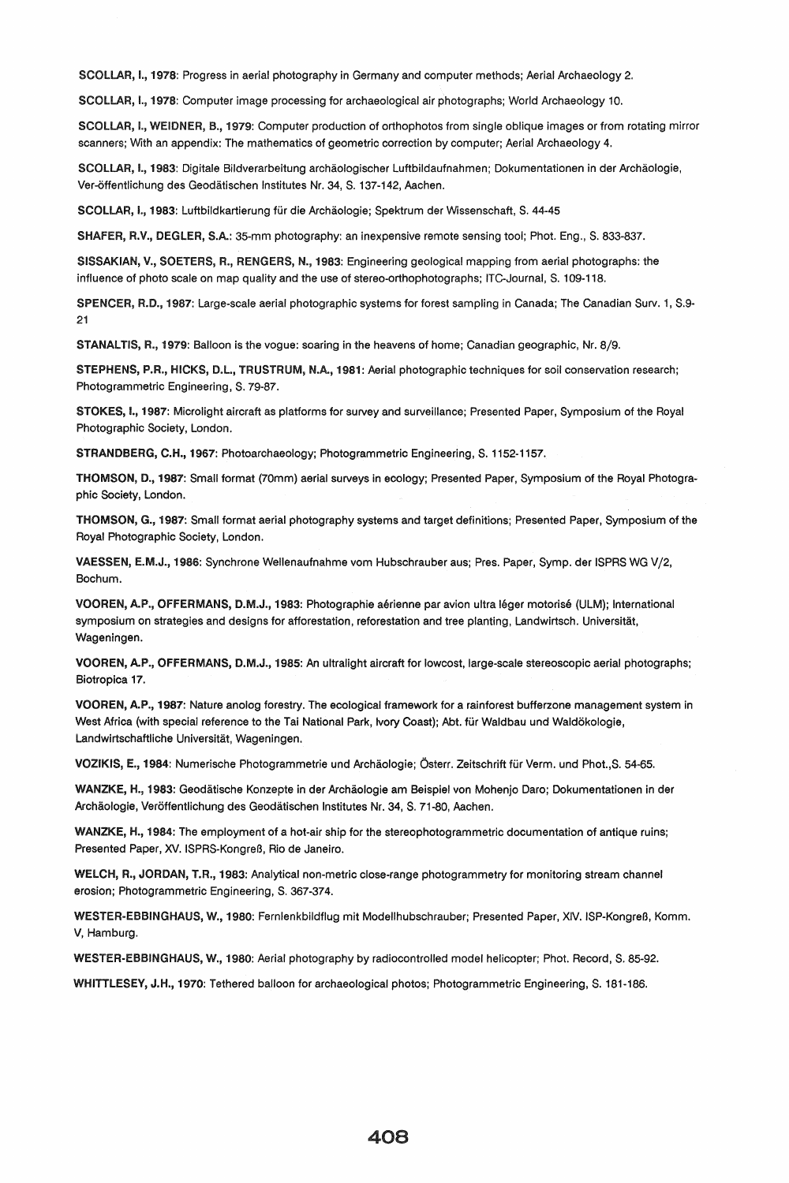**SCOLLAR, I., 1978**: Progress in aerial photography in Germany and computer methods; Aerial Archaeology 2.

**SCOLLAR, I., 1978**: Computer image processing for archaeological air photographs; World Archaeology 10.

**SCOLLAR, I., WEIDNER, B., 1979**: Computer production of orthophotos from single oblique images or from rotating mirror scanners; With an appendix: The mathematics of geometric correction by computer; Aerial Archaeology 4.

**SCOLLAR, I., 1983**: Digitale Bildverarbeitung archäologischer Luftbildaufnahmen; Dokumentationen in der Archäologie, Ver-öffentlichung des Geodätischen Institutes Nr. 34, S. 137-142, Aachen.

**SCOLLAR, I., 1983**: Luftbildkartierung für die Archäologie; Spektrum der Wissenschaft, S. 44-45

**SHAFER, R.V., DEGLER, S.A.**: 35-mm photography: an inexpensive remote sensing tool; Phot. Eng., S. 833-837.

**SISSAKIAN, V., SOETERS, R., RENGERS, N., 1983**: Engineering geological mapping from aerial photographs: the influence of photo scale on map quality and the use of stereo-orthophotographs; ITC-Journal, S. 109-118.

**SPENCER, R.D., 1987**: Large-scale aerial photographic systems for forest sampling in Canada; The Canadian Surv. 1, S.9-21

**STANALTIS, R., 1979**: Balloon is the vogue: soaring in the heavens of home; Canadian geographic, Nr. 8/9.

**STEPHENS, P.R., HICKS, D.L., TRUSTRUM, N.A., 1981**: Aerial photographic techniques for soil conservation research; Photogrammetric Engineering, S. 79-87.

**STOKES, I., 1987**: Microlight aircraft as platforms for survey and surveillance; Presented Paper, Symposium of the Royal Photographic Society, London.

**STRANDBERG, C.H., 1967**: Photoarchaeology; Photogrammetric Engineering, S. 1152-1157.

**THOMSON, D., 1987**: Small format (70mm) aerial surveys in ecology; Presented Paper, Symposium of the Royal Photographic Society, London.

**THOMSON, G., 1987**: Small format aerial photography systems and target definitions; Presented Paper, Symposium of the Royal Photographic Society, London.

**VAESSEN, E.M.J., 1986**: Synchrone Wellenaufnahme vom Hubschrauber aus; Pres. Paper, Symp. der ISPRS WG V/2, Bochum.

**VOOREN, A.P., OFFERMANS, D.M.J., 1983**: Photographie aérienne par avion ultra léger motorisé (ULM); International symposium on strategies and designs for afforestation, reforestation and tree planting, Landwirtsch. Universität, Wageningen.

**VOOREN, A.P., OFFERMANS, D.M.J., 1985**: An ultralight aircraft for lowcost, large-scale stereoscopic aerial photographs; Biotropica 17.

**VOOREN, A.P., 1987**: Nature anolog forestry. The ecological framework for a rainforest bufferzone management system in West Africa (with special reference to the Tai National Park, Ivory Coast); Abt. für Waldbau und Waldökologie, Landwirtschaftliche Universität, Wageningen.

**VOZIKIS, E., 1984**: Numerische Photogrammetrie und Archäologie; Österr. Zeitschrift für Verm. und Phot.,S. 54-65.

**WANZKE, H., 1983**: Geodätische Konzepte in der Archäologie am Beispiel von Mohenjo Daro; Dokumentationen in der Archäologie, Veröffentlichung des Geodätischen Institutes Nr. 34, S. 71-80, Aachen.

**WANZKE, H., 1984**: The employment of a hot-air ship for the stereophotogrammetric documentation of antique ruins; Presented Paper, XV. ISPRS-Kongreß, Rio de Janeiro.

**WELCH, R., JORDAN, T.R., 1983**: Analytical non-metric close-range photogrammetry for monitoring stream channel erosion; Photogrammetric Engineering, S. 367-374.

**WESTER-EBBINGHAUS, W., 1980**: Fernlenkbildflug mit Modellhubschrauber; Presented Paper, XIV. ISP-Kongreß, Komm. V, Hamburg.

**WESTER-EBBINGHAUS, W., 1980**: Aerial photography by radiocontrolled model helicopter; Phot. Record, S. 85-92.

**WHITTLESEY, J.H., 1970**: Tethered balloon for archaeological photos; Photogrammetric Engineering, S. 181-186.